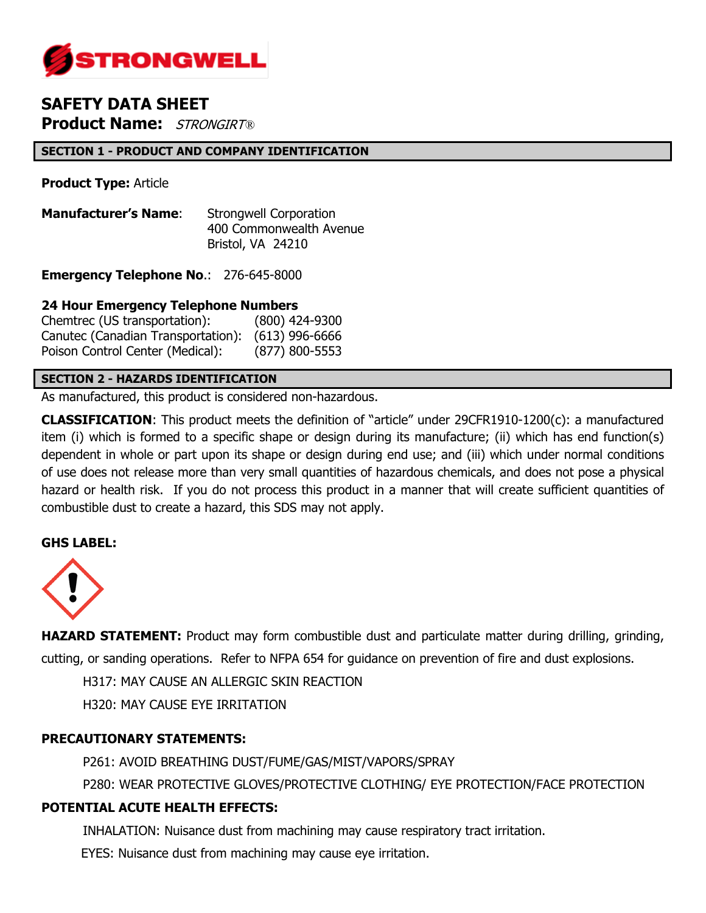# SAFETY DATA SHEET

**Product Name:** *STRONGIRT®*

## SECTION 1 - PRODUCT AND COMPANY IDENTIFICATION

**Product Type:** Article

**Manufacturer's Name**: Strongwell Corporation
400 Commonwealth Avenue
Bristol, VA 24210

**Emergency Telephone No.**: 276-645-8000

**24 Hour Emergency Telephone Numbers**

Chemtrec (US transportation): (800) 424-9300
Canutec (Canadian Transportation): (613) 996-6666
Poison Control Center (Medical): (877) 800-5553

## SECTION 2 - HAZARDS IDENTIFICATION

As manufactured, this product is considered non-hazardous.

**CLASSIFICATION**: This product meets the definition of "article" under 29CFR1910-1200(c): a manufactured item (i) which is formed to a specific shape or design during its manufacture; (ii) which has end function(s) dependent in whole or part upon its shape or design during end use; and (iii) which under normal conditions of use does not release more than very small quantities of hazardous chemicals, and does not pose a physical hazard or health risk. If you do not process this product in a manner that will create sufficient quantities of combustible dust to create a hazard, this SDS may not apply.

**GHS LABEL:**

**HAZARD STATEMENT:** Product may form combustible dust and particulate matter during drilling, grinding, cutting, or sanding operations. Refer to NFPA 654 for guidance on prevention of fire and dust explosions.

H317: MAY CAUSE AN ALLERGIC SKIN REACTION

H320: MAY CAUSE EYE IRRITATION

**PRECAUTIONARY STATEMENTS:**

P261: AVOID BREATHING DUST/FUME/GAS/MIST/VAPORS/SPRAY

P280: WEAR PROTECTIVE GLOVES/PROTECTIVE CLOTHING/ EYE PROTECTION/FACE PROTECTION

**POTENTIAL ACUTE HEALTH EFFECTS:**

INHALATION: Nuisance dust from machining may cause respiratory tract irritation.

EYES: Nuisance dust from machining may cause eye irritation.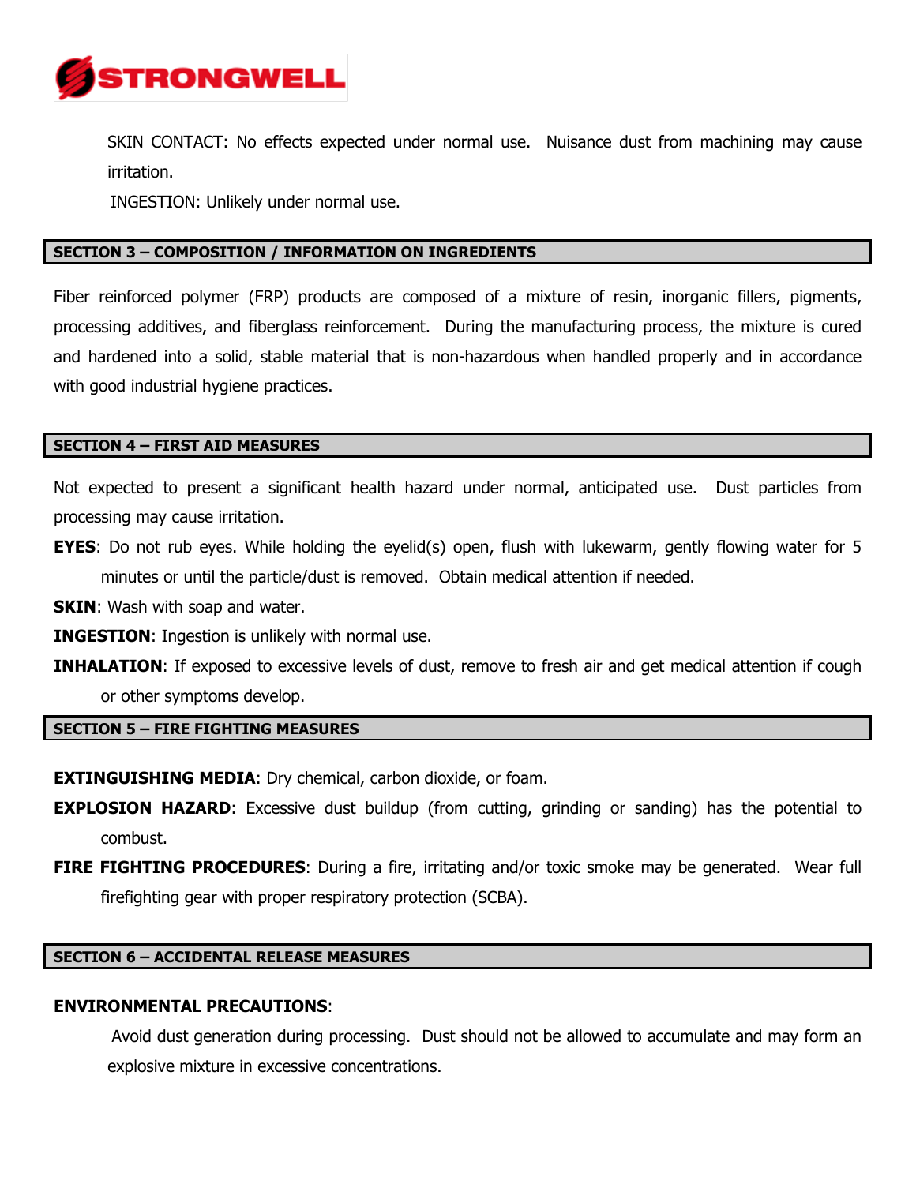SKIN CONTACT: No effects expected under normal use. Nuisance dust from machining may cause irritation.

INGESTION: Unlikely under normal use.

## SECTION 3 – COMPOSITION / INFORMATION ON INGREDIENTS

Fiber reinforced polymer (FRP) products are composed of a mixture of resin, inorganic fillers, pigments, processing additives, and fiberglass reinforcement. During the manufacturing process, the mixture is cured and hardened into a solid, stable material that is non-hazardous when handled properly and in accordance with good industrial hygiene practices.

## SECTION 4 – FIRST AID MEASURES

Not expected to present a significant health hazard under normal, anticipated use. Dust particles from processing may cause irritation.

**EYES**: Do not rub eyes. While holding the eyelid(s) open, flush with lukewarm, gently flowing water for 5 minutes or until the particle/dust is removed. Obtain medical attention if needed.

**SKIN**: Wash with soap and water.

**INGESTION**: Ingestion is unlikely with normal use.

**INHALATION**: If exposed to excessive levels of dust, remove to fresh air and get medical attention if cough or other symptoms develop.

## SECTION 5 – FIRE FIGHTING MEASURES

**EXTINGUISHING MEDIA**: Dry chemical, carbon dioxide, or foam.

**EXPLOSION HAZARD**: Excessive dust buildup (from cutting, grinding or sanding) has the potential to combust.

**FIRE FIGHTING PROCEDURES**: During a fire, irritating and/or toxic smoke may be generated. Wear full firefighting gear with proper respiratory protection (SCBA).

## SECTION 6 – ACCIDENTAL RELEASE MEASURES

**ENVIRONMENTAL PRECAUTIONS**:

Avoid dust generation during processing. Dust should not be allowed to accumulate and may form an explosive mixture in excessive concentrations.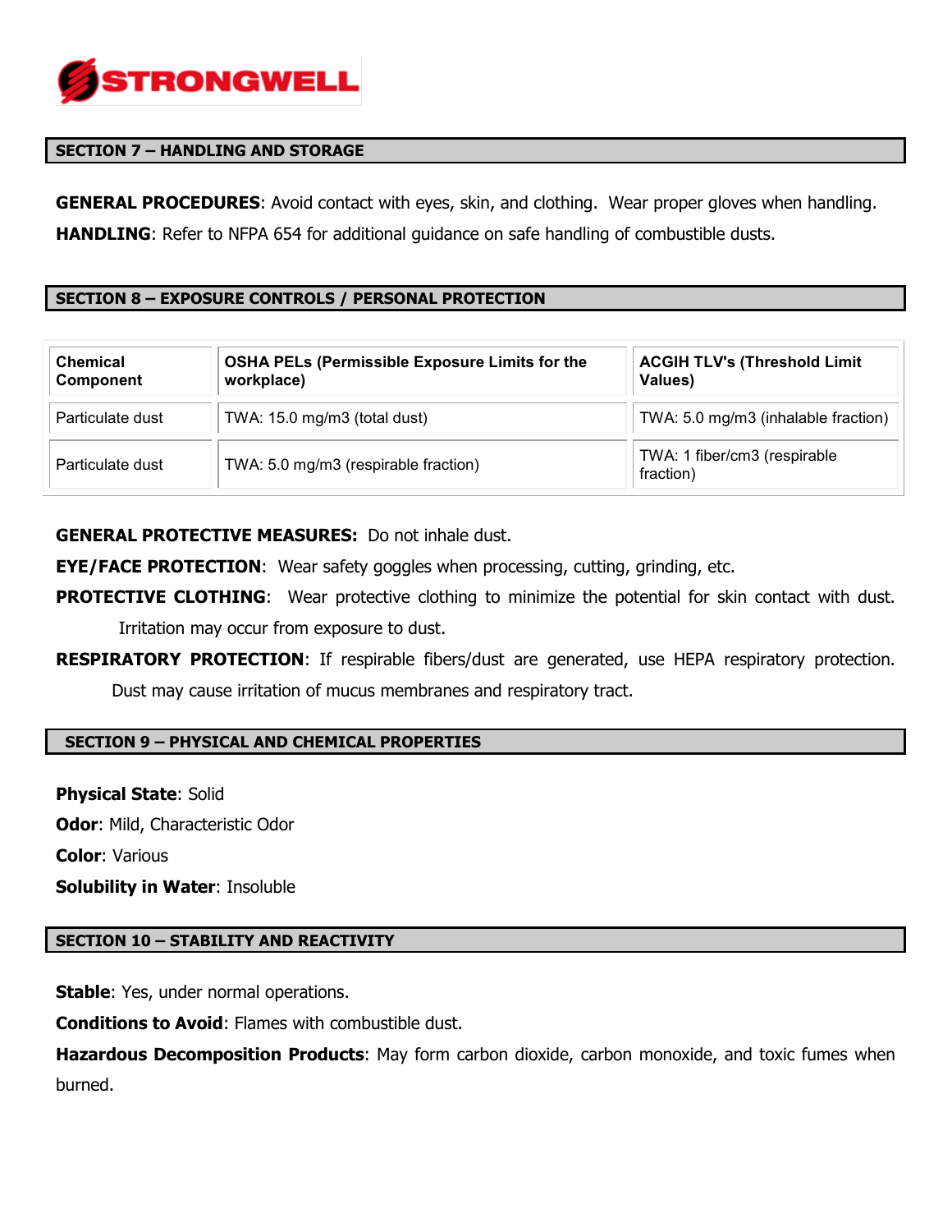## SECTION 7 – HANDLING AND STORAGE

**GENERAL PROCEDURES**: Avoid contact with eyes, skin, and clothing. Wear proper gloves when handling.

**HANDLING**: Refer to NFPA 654 for additional guidance on safe handling of combustible dusts.

## SECTION 8 – EXPOSURE CONTROLS / PERSONAL PROTECTION

| Chemical Component | OSHA PELs (Permissible Exposure Limits for the workplace) | ACGIH TLV's (Threshold Limit Values) |
|---|---|---|
| Particulate dust | TWA: 15.0 mg/m3 (total dust) | TWA: 5.0 mg/m3 (inhalable fraction) |
| Particulate dust | TWA: 5.0 mg/m3 (respirable fraction) | TWA: 1 fiber/cm3 (respirable fraction) |

**GENERAL PROTECTIVE MEASURES:** Do not inhale dust.

**EYE/FACE PROTECTION**: Wear safety goggles when processing, cutting, grinding, etc.

**PROTECTIVE CLOTHING**: Wear protective clothing to minimize the potential for skin contact with dust. Irritation may occur from exposure to dust.

**RESPIRATORY PROTECTION**: If respirable fibers/dust are generated, use HEPA respiratory protection. Dust may cause irritation of mucus membranes and respiratory tract.

## SECTION 9 – PHYSICAL AND CHEMICAL PROPERTIES

**Physical State**: Solid

**Odor**: Mild, Characteristic Odor

**Color**: Various

**Solubility in Water**: Insoluble

## SECTION 10 – STABILITY AND REACTIVITY

**Stable**: Yes, under normal operations.

**Conditions to Avoid**: Flames with combustible dust.

**Hazardous Decomposition Products**: May form carbon dioxide, carbon monoxide, and toxic fumes when burned.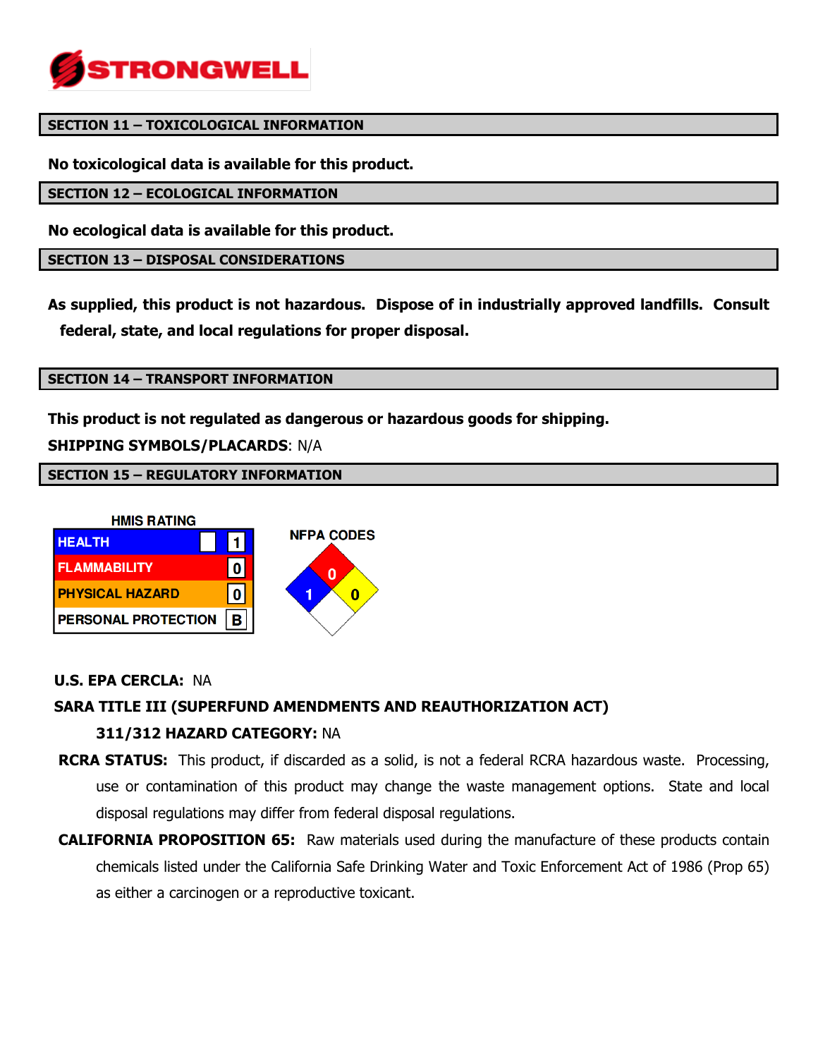STRONGWELL

## SECTION 11 – TOXICOLOGICAL INFORMATION

**No toxicological data is available for this product.**

## SECTION 12 – ECOLOGICAL INFORMATION

**No ecological data is available for this product.**

## SECTION 13 – DISPOSAL CONSIDERATIONS

**As supplied, this product is not hazardous. Dispose of in industrially approved landfills. Consult federal, state, and local regulations for proper disposal.**

## SECTION 14 – TRANSPORT INFORMATION

**This product is not regulated as dangerous or hazardous goods for shipping.**

**SHIPPING SYMBOLS/PLACARDS**: N/A

## SECTION 15 – REGULATORY INFORMATION

**HMIS RATING**

| HMIS RATING | |
|---|---|
| HEALTH | 1 |
| FLAMMABILITY | 0 |
| PHYSICAL HAZARD | 0 |
| PERSONAL PROTECTION | B |

**NFPA CODES**

| NFPA | |
|---|---|
| Health (blue) | 1 |
| Flammability (red) | 0 |
| Instability (yellow) | 0 |
| Special (white) | |

**U.S. EPA CERCLA:** NA

**SARA TITLE III (SUPERFUND AMENDMENTS AND REAUTHORIZATION ACT)**

**311/312 HAZARD CATEGORY:** NA

**RCRA STATUS:** This product, if discarded as a solid, is not a federal RCRA hazardous waste. Processing, use or contamination of this product may change the waste management options. State and local disposal regulations may differ from federal disposal regulations.

**CALIFORNIA PROPOSITION 65:** Raw materials used during the manufacture of these products contain chemicals listed under the California Safe Drinking Water and Toxic Enforcement Act of 1986 (Prop 65) as either a carcinogen or a reproductive toxicant.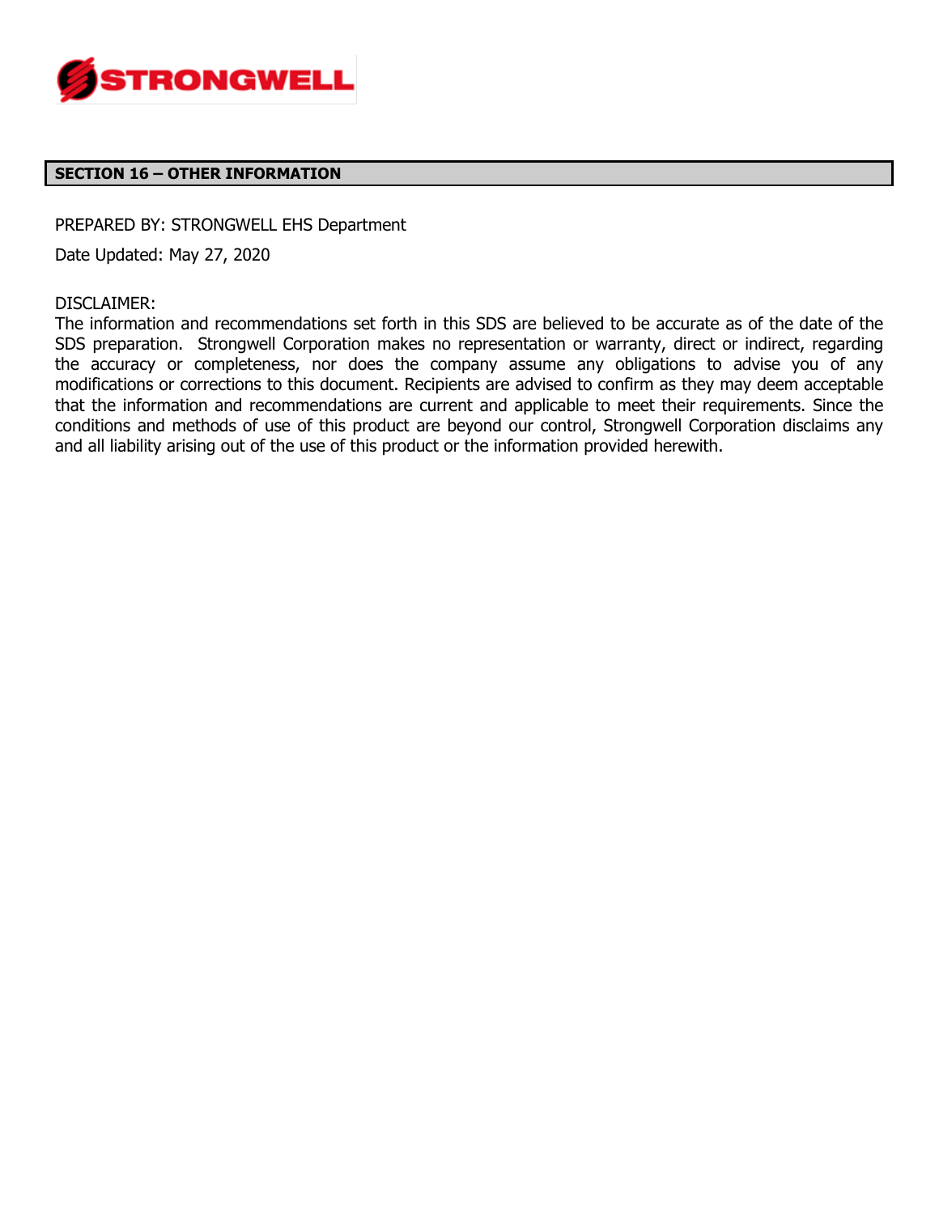## SECTION 16 – OTHER INFORMATION

PREPARED BY: STRONGWELL EHS Department

Date Updated: May 27, 2020

DISCLAIMER:
The information and recommendations set forth in this SDS are believed to be accurate as of the date of the SDS preparation. Strongwell Corporation makes no representation or warranty, direct or indirect, regarding the accuracy or completeness, nor does the company assume any obligations to advise you of any modifications or corrections to this document. Recipients are advised to confirm as they may deem acceptable that the information and recommendations are current and applicable to meet their requirements. Since the conditions and methods of use of this product are beyond our control, Strongwell Corporation disclaims any and all liability arising out of the use of this product or the information provided herewith.